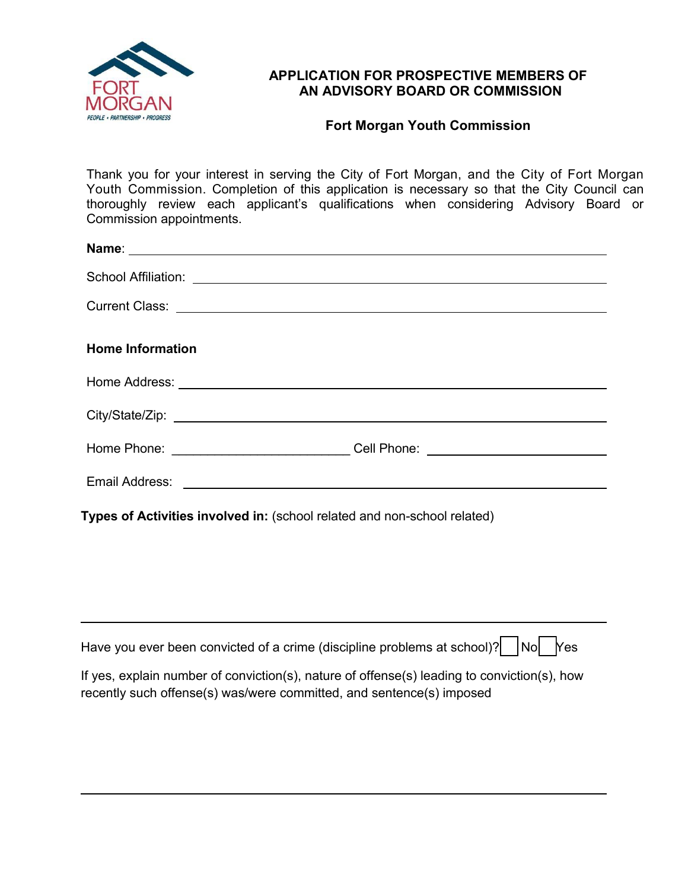# APPLICATION FOR PROSPECTIVE MEMBERS OF AN ADVISORY BOARD OR COMMISSION

## Fort Morgan Youth Commission

Thank you for your interest in serving the City of Fort Morgan, and the City of Fort Morgan Youth Commission. Completion of this application is necessary so that the City Council can thoroughly review each applicant's qualifications when considering Advisory Board or Commission appointments.

**Name**: ______________________________

School Affiliation: ______________________________

Current Class: ______________________________

**Home Information**

Home Address: ______________________________

City/State/Zip: ______________________________

Home Phone: ____________________ Cell Phone: ____________________

Email Address: ______________________________

**Types of Activities involved in:** (school related and non-school related)

______________________________

Have you ever been convicted of a crime (discipline problems at school)? ☐ No ☐ Yes

If yes, explain number of conviction(s), nature of offense(s) leading to conviction(s), how recently such offense(s) was/were committed, and sentence(s) imposed

______________________________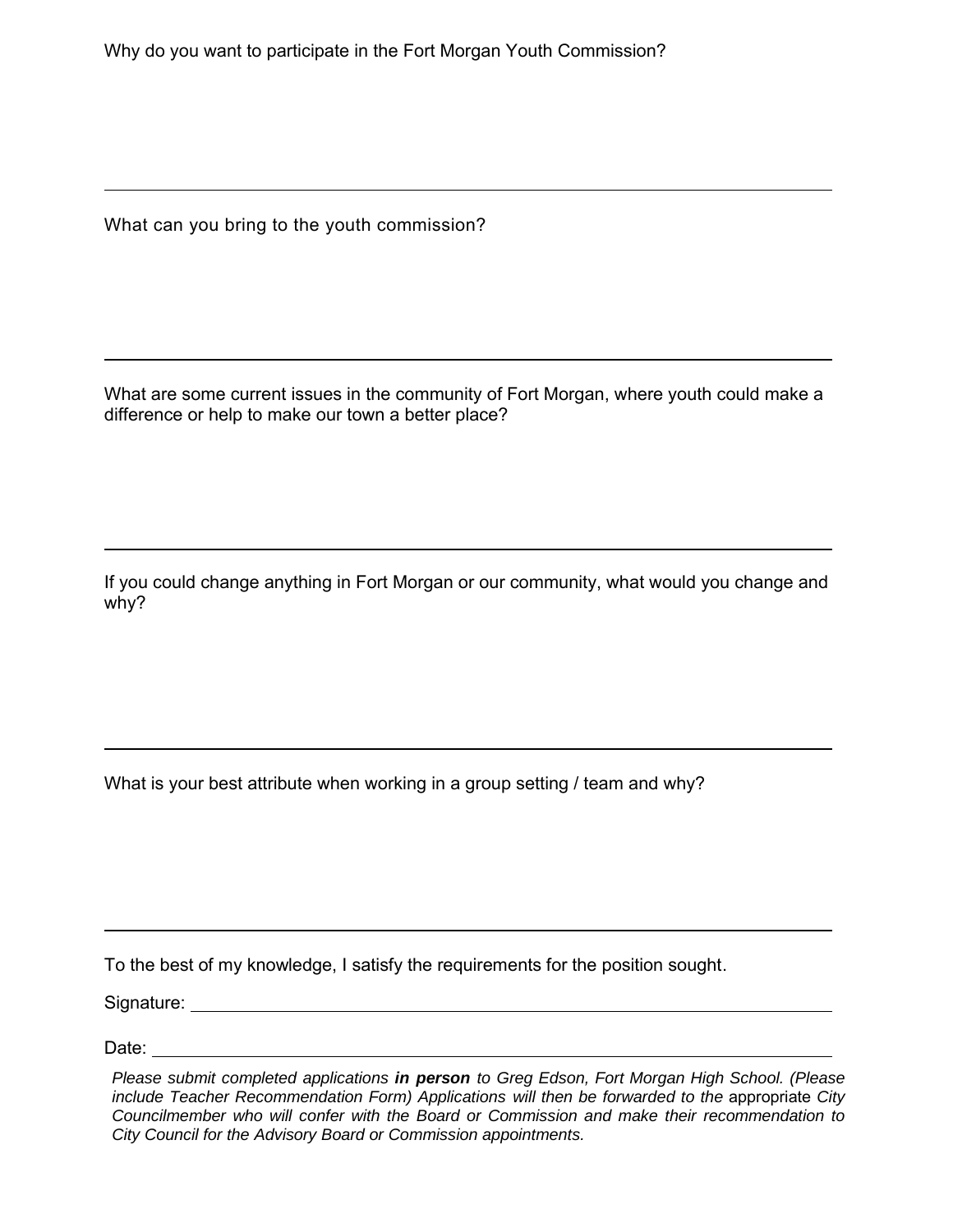Why do you want to participate in the Fort Morgan Youth Commission?

---

What can you bring to the youth commission?

---

What are some current issues in the community of Fort Morgan, where youth could make a difference or help to make our town a better place?

---

If you could change anything in Fort Morgan or our community, what would you change and why?

---

What is your best attribute when working in a group setting / team and why?

---

To the best of my knowledge, I satisfy the requirements for the position sought.

Signature: ______________________________________________

Date: ______________________________________________

*Please submit completed applications **in person** to Greg Edson, Fort Morgan High School. (Please include Teacher Recommendation Form) Applications will then be forwarded to the* appropriate *City Councilmember who will confer with the Board or Commission and make their recommendation to City Council for the Advisory Board or Commission appointments.*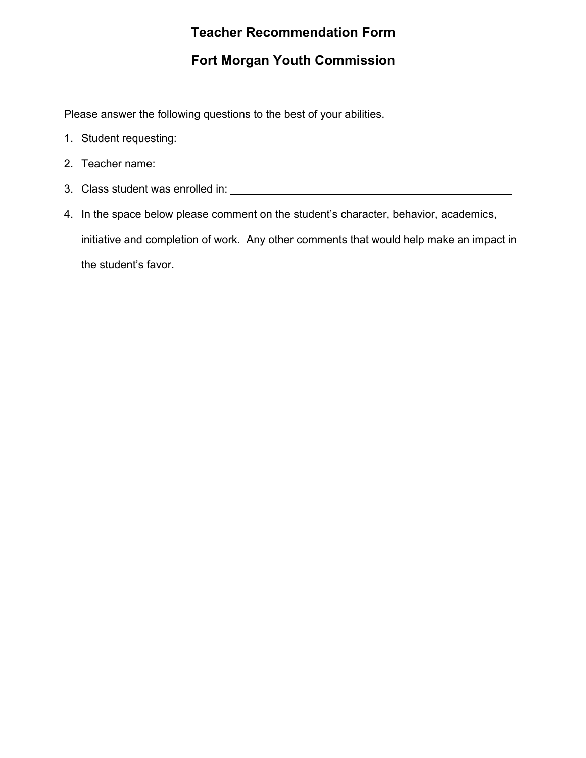# Teacher Recommendation Form

# Fort Morgan Youth Commission

Please answer the following questions to the best of your abilities.

1. Student requesting: ______________________________________________
2. Teacher name: ______________________________________________
3. Class student was enrolled in: ______________________________________
4. In the space below please comment on the student's character, behavior, academics, initiative and completion of work. Any other comments that would help make an impact in the student's favor.